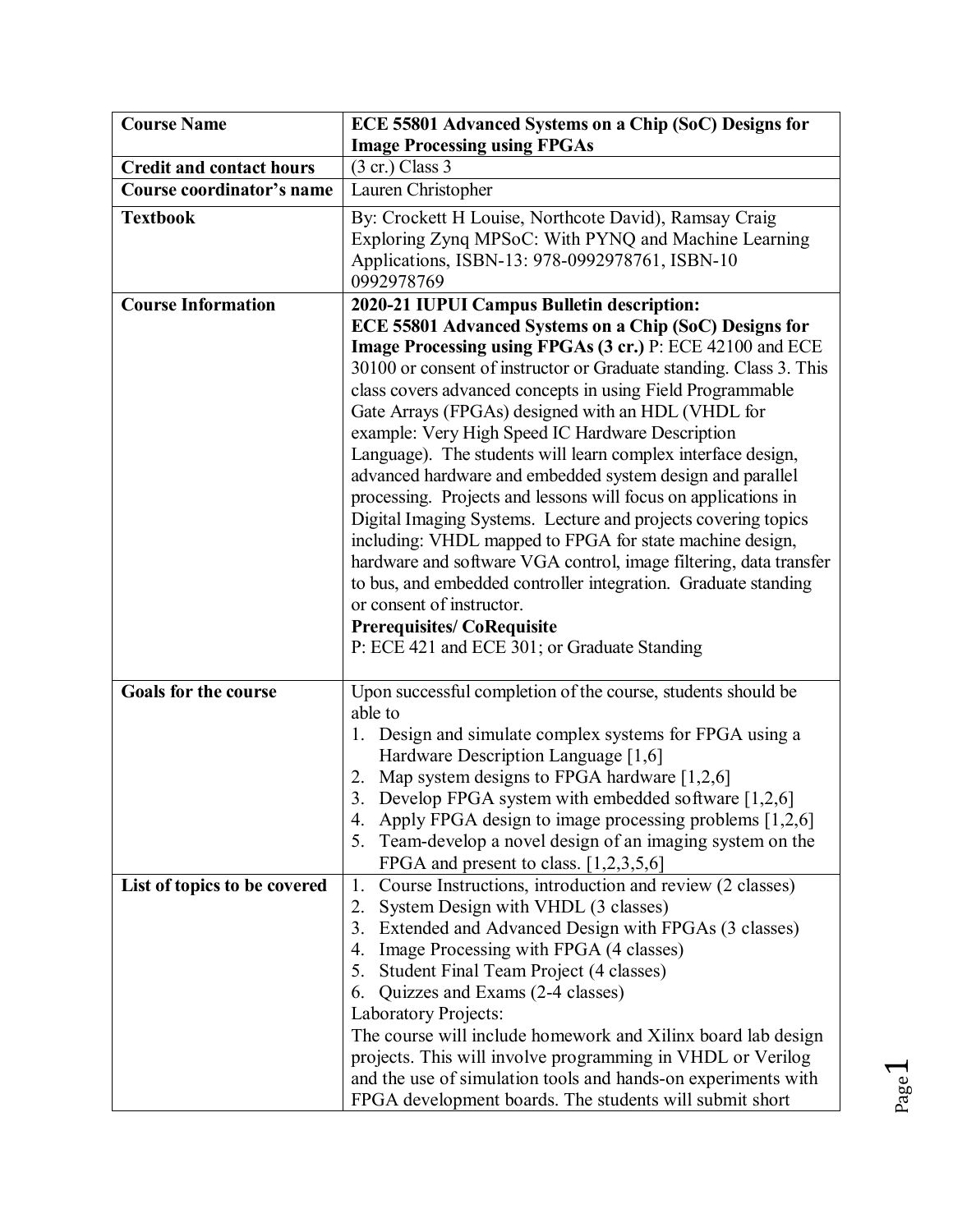| Course Name | ECE 55801 Advanced Systems on a Chip (SoC) Designs for Image Processing using FPGAs |
|---|---|
| Credit and contact hours | (3 cr.) Class 3 |
| Course coordinator's name | Lauren Christopher |
| Textbook | By: Crockett H Louise, Northcote David), Ramsay Craig Exploring Zynq MPSoC: With PYNQ and Machine Learning Applications, ISBN-13: 978-0992978761, ISBN-10 0992978769 |
| Course Information | **2020-21 IUPUI Campus Bulletin description:** **ECE 55801 Advanced Systems on a Chip (SoC) Designs for Image Processing using FPGAs (3 cr.)** P: ECE 42100 and ECE 30100 or consent of instructor or Graduate standing. Class 3. This class covers advanced concepts in using Field Programmable Gate Arrays (FPGAs) designed with an HDL (VHDL for example: Very High Speed IC Hardware Description Language). The students will learn complex interface design, advanced hardware and embedded system design and parallel processing. Projects and lessons will focus on applications in Digital Imaging Systems. Lecture and projects covering topics including: VHDL mapped to FPGA for state machine design, hardware and software VGA control, image filtering, data transfer to bus, and embedded controller integration. Graduate standing or consent of instructor.<br>**Prerequisites/ CoRequisite**<br>P: ECE 421 and ECE 301; or Graduate Standing |
| Goals for the course | Upon successful completion of the course, students should be able to<br>1. Design and simulate complex systems for FPGA using a Hardware Description Language [1,6]<br>2. Map system designs to FPGA hardware [1,2,6]<br>3. Develop FPGA system with embedded software [1,2,6]<br>4. Apply FPGA design to image processing problems [1,2,6]<br>5. Team-develop a novel design of an imaging system on the FPGA and present to class. [1,2,3,5,6] |
| List of topics to be covered | 1. Course Instructions, introduction and review (2 classes)<br>2. System Design with VHDL (3 classes)<br>3. Extended and Advanced Design with FPGAs (3 classes)<br>4. Image Processing with FPGA (4 classes)<br>5. Student Final Team Project (4 classes)<br>6. Quizzes and Exams (2-4 classes)<br>Laboratory Projects:<br>The course will include homework and Xilinx board lab design projects. This will involve programming in VHDL or Verilog and the use of simulation tools and hands-on experiments with FPGA development boards. The students will submit short |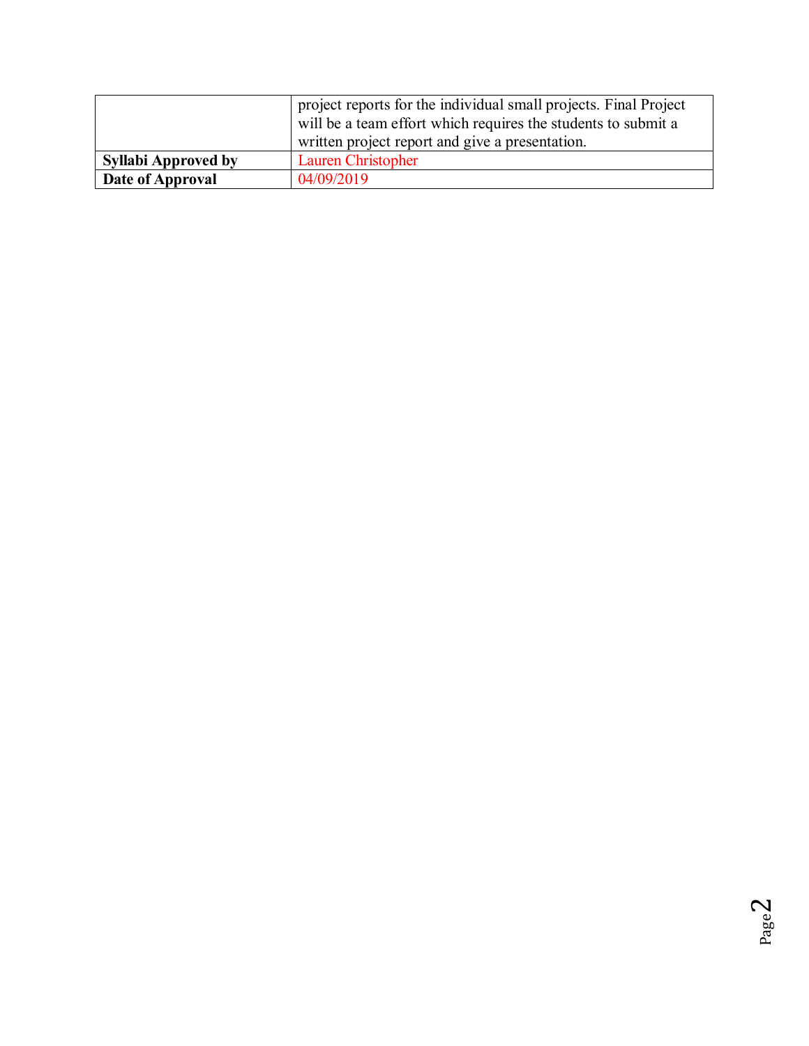| | |
|---|---|
| | project reports for the individual small projects. Final Project will be a team effort which requires the students to submit a written project report and give a presentation. |
| **Syllabi Approved by** | Lauren Christopher |
| **Date of Approval** | 04/09/2019 |